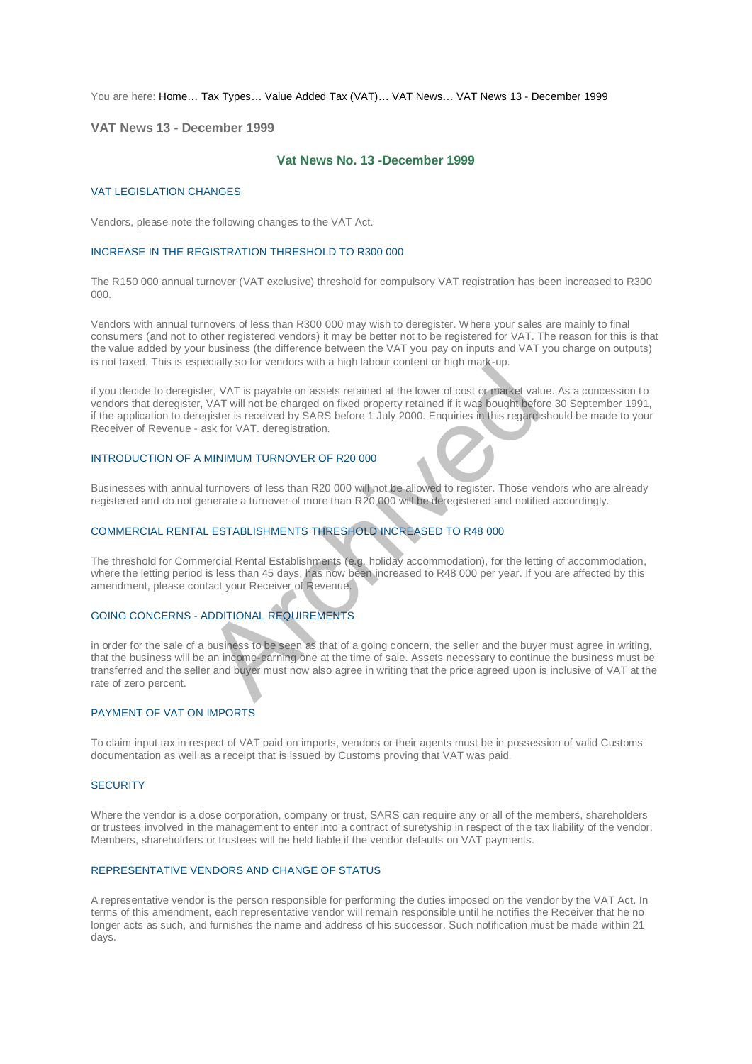You are here: Home… Tax Types… Value Added Tax (VAT)… VAT News… VAT News 13 - December 1999

## VAT News 13 - December 1999

### Vat News No. 13 -December 1999

#### VAT LEGISLATION CHANGES

Vendors, please note the following changes to the VAT Act.

#### INCREASE IN THE REGISTRATION THRESHOLD TO R300 000

The R150 000 annual turnover (VAT exclusive) threshold for compulsory VAT registration has been increased to R300 000.

Vendors with annual turnovers of less than R300 000 may wish to deregister. Where your sales are mainly to final consumers (and not to other registered vendors) it may be better not to be registered for VAT. The reason for this is that the value added by your business (the difference between the VAT you pay on inputs and VAT you charge on outputs) is not taxed. This is especially so for vendors with a high labour content or high mark-up.

if you decide to deregister, VAT is payable on assets retained at the lower of cost or market value. As a concession to vendors that deregister, VAT will not be charged on fixed property retained if it was bought before 30 September 1991, if the application to deregister is received by SARS before 1 July 2000. Enquiries in this regard should be made to your Receiver of Revenue - ask for VAT. deregistration.

#### INTRODUCTION OF A MINIMUM TURNOVER OF R20 000

Businesses with annual turnovers of less than R20 000 will not be allowed to register. Those vendors who are already registered and do not generate a turnover of more than R20 000 will be deregistered and notified accordingly.

#### COMMERCIAL RENTAL ESTABLISHMENTS THRESHOLD INCREASED TO R48 000

The threshold for Commercial Rental Establishments (e.g. holiday accommodation), for the letting of accommodation, where the letting period is less than 45 days, has now been increased to R48 000 per year. If you are affected by this amendment, please contact your Receiver of Revenue.

#### GOING CONCERNS - ADDITIONAL REQUIREMENTS

in order for the sale of a business to be seen as that of a going concern, the seller and the buyer must agree in writing, that the business will be an income-earning one at the time of sale. Assets necessary to continue the business must be transferred and the seller and buyer must now also agree in writing that the price agreed upon is inclusive of VAT at the rate of zero percent.

#### PAYMENT OF VAT ON IMPORTS

To claim input tax in respect of VAT paid on imports, vendors or their agents must be in possession of valid Customs documentation as well as a receipt that is issued by Customs proving that VAT was paid.

#### SECURITY

Where the vendor is a dose corporation, company or trust, SARS can require any or all of the members, shareholders or trustees involved in the management to enter into a contract of suretyship in respect of the tax liability of the vendor. Members, shareholders or trustees will be held liable if the vendor defaults on VAT payments.

#### REPRESENTATIVE VENDORS AND CHANGE OF STATUS

A representative vendor is the person responsible for performing the duties imposed on the vendor by the VAT Act. In terms of this amendment, each representative vendor will remain responsible until he notifies the Receiver that he no longer acts as such, and furnishes the name and address of his successor. Such notification must be made within 21 days.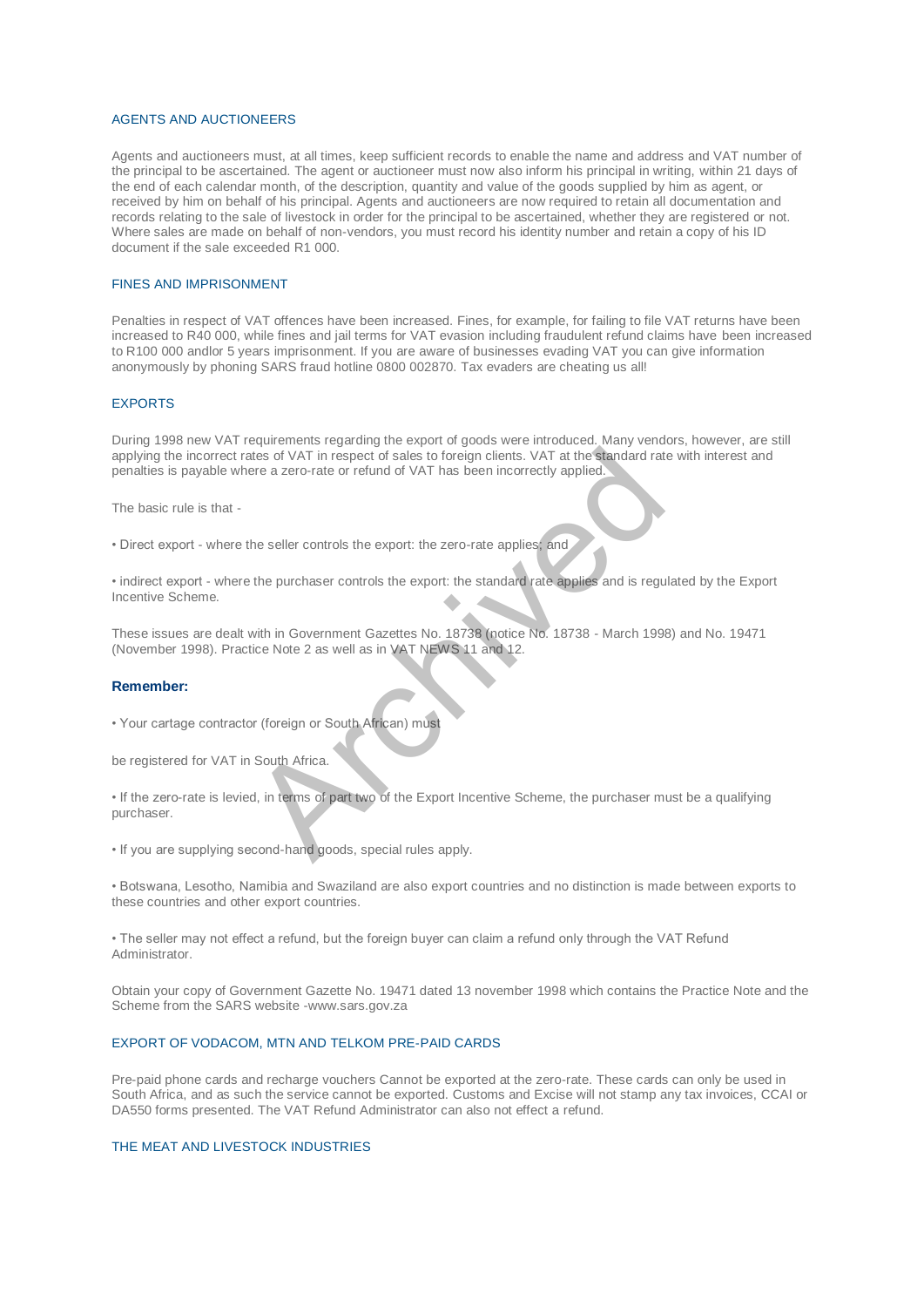## AGENTS AND AUCTIONEERS

Agents and auctioneers must, at all times, keep sufficient records to enable the name and address and VAT number of the principal to be ascertained. The agent or auctioneer must now also inform his principal in writing, within 21 days of the end of each calendar month, of the description, quantity and value of the goods supplied by him as agent, or received by him on behalf of his principal. Agents and auctioneers are now required to retain all documentation and records relating to the sale of livestock in order for the principal to be ascertained, whether they are registered or not. Where sales are made on behalf of non-vendors, you must record his identity number and retain a copy of his ID document if the sale exceeded R1 000.

## FINES AND IMPRISONMENT

Penalties in respect of VAT offences have been increased. Fines, for example, for failing to file VAT returns have been increased to R40 000, while fines and jail terms for VAT evasion including fraudulent refund claims have been increased to R100 000 andlor 5 years imprisonment. If you are aware of businesses evading VAT you can give information anonymously by phoning SARS fraud hotline 0800 002870. Tax evaders are cheating us all!

## EXPORTS

During 1998 new VAT requirements regarding the export of goods were introduced. Many vendors, however, are still applying the incorrect rates of VAT in respect of sales to foreign clients. VAT at the standard rate with interest and penalties is payable where a zero-rate or refund of VAT has been incorrectly applied.

The basic rule is that -

• Direct export - where the seller controls the export: the zero-rate applies; and

• indirect export - where the purchaser controls the export: the standard rate applies and is regulated by the Export Incentive Scheme.

These issues are dealt with in Government Gazettes No. 18738 (notice No. 18738 - March 1998) and No. 19471 (November 1998). Practice Note 2 as well as in VAT NEWS 11 and 12.

**Remember:**

• Your cartage contractor (foreign or South African) must

be registered for VAT in South Africa.

• If the zero-rate is levied, in terms of part two of the Export Incentive Scheme, the purchaser must be a qualifying purchaser.

• If you are supplying second-hand goods, special rules apply.

• Botswana, Lesotho, Namibia and Swaziland are also export countries and no distinction is made between exports to these countries and other export countries.

• The seller may not effect a refund, but the foreign buyer can claim a refund only through the VAT Refund Administrator.

Obtain your copy of Government Gazette No. 19471 dated 13 november 1998 which contains the Practice Note and the Scheme from the SARS website -www.sars.gov.za

## EXPORT OF VODACOM, MTN AND TELKOM PRE-PAID CARDS

Pre-paid phone cards and recharge vouchers Cannot be exported at the zero-rate. These cards can only be used in South Africa, and as such the service cannot be exported. Customs and Excise will not stamp any tax invoices, CCAI or DA550 forms presented. The VAT Refund Administrator can also not effect a refund.

## THE MEAT AND LIVESTOCK INDUSTRIES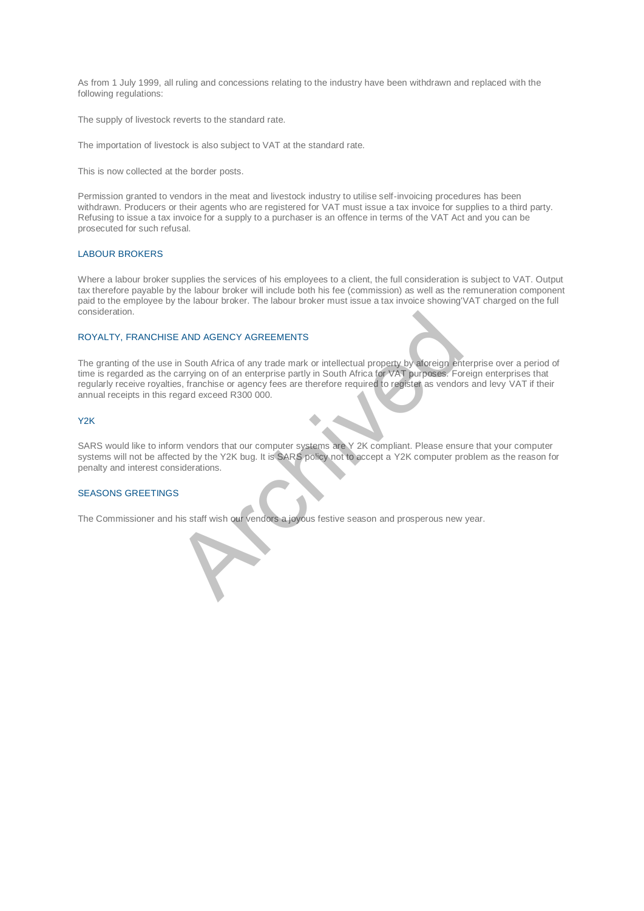As from 1 July 1999, all ruling and concessions relating to the industry have been withdrawn and replaced with the following regulations:

The supply of livestock reverts to the standard rate.

The importation of livestock is also subject to VAT at the standard rate.

This is now collected at the border posts.

Permission granted to vendors in the meat and livestock industry to utilise self-invoicing procedures has been withdrawn. Producers or their agents who are registered for VAT must issue a tax invoice for supplies to a third party. Refusing to issue a tax invoice for a supply to a purchaser is an offence in terms of the VAT Act and you can be prosecuted for such refusal.

## LABOUR BROKERS

Where a labour broker supplies the services of his employees to a client, the full consideration is subject to VAT. Output tax therefore payable by the labour broker will include both his fee (commission) as well as the remuneration component paid to the employee by the labour broker. The labour broker must issue a tax invoice showing'VAT charged on the full consideration.

## ROYALTY, FRANCHISE AND AGENCY AGREEMENTS

The granting of the use in South Africa of any trade mark or intellectual property by aforeign enterprise over a period of time is regarded as the carrying on of an enterprise partly in South Africa for VAT purposes. Foreign enterprises that regularly receive royalties, franchise or agency fees are therefore required to register as vendors and levy VAT if their annual receipts in this regard exceed R300 000.

## Y2K

SARS would like to inform vendors that our computer systems are Y 2K compliant. Please ensure that your computer systems will not be affected by the Y2K bug. It is SARS policy not to accept a Y2K computer problem as the reason for penalty and interest considerations.

## SEASONS GREETINGS

The Commissioner and his staff wish our vendors a joyous festive season and prosperous new year.